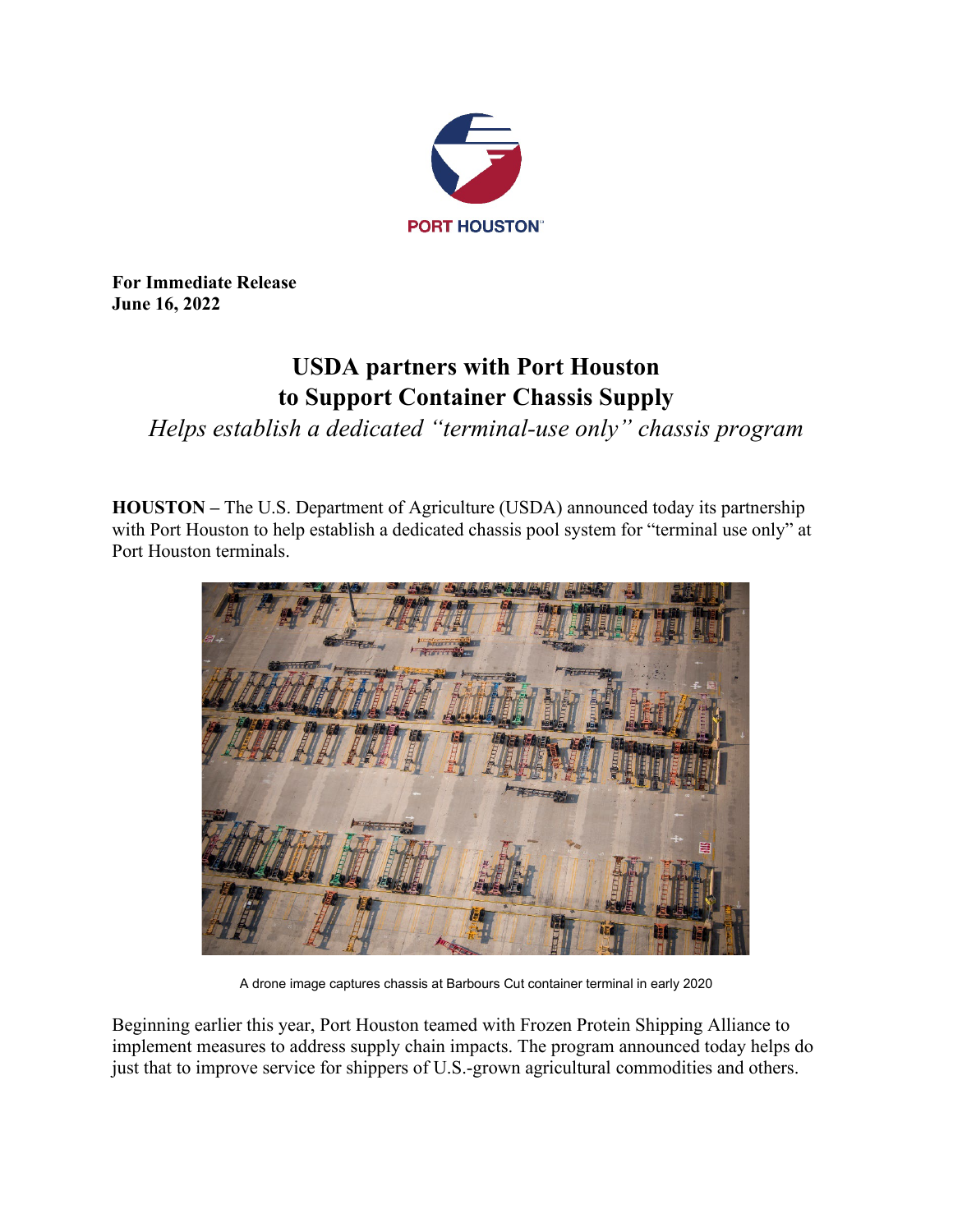PORT HOUSTON

**For Immediate Release**
**June 16, 2022**

# USDA partners with Port Houston to Support Container Chassis Supply

*Helps establish a dedicated "terminal-use only" chassis program*

**HOUSTON –** The U.S. Department of Agriculture (USDA) announced today its partnership with Port Houston to help establish a dedicated chassis pool system for "terminal use only" at Port Houston terminals.

A drone image captures chassis at Barbours Cut container terminal in early 2020

Beginning earlier this year, Port Houston teamed with Frozen Protein Shipping Alliance to implement measures to address supply chain impacts. The program announced today helps do just that to improve service for shippers of U.S.-grown agricultural commodities and others.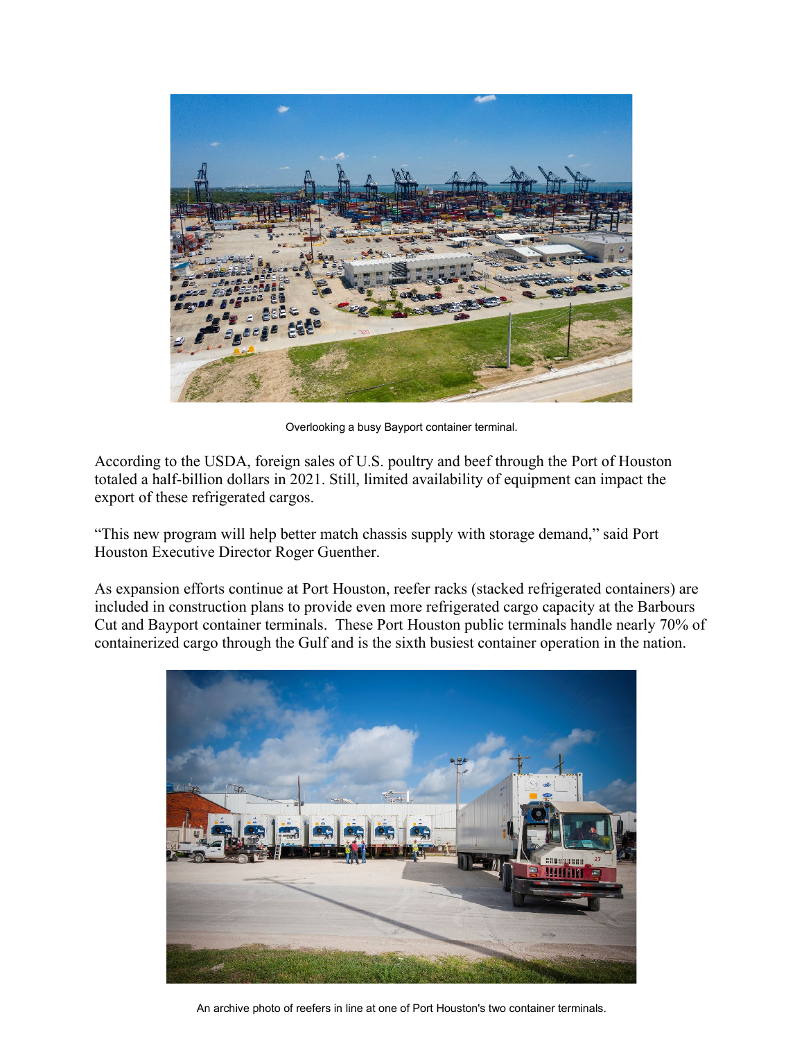Overlooking a busy Bayport container terminal.

According to the USDA, foreign sales of U.S. poultry and beef through the Port of Houston totaled a half-billion dollars in 2021. Still, limited availability of equipment can impact the export of these refrigerated cargos.

“This new program will help better match chassis supply with storage demand,” said Port Houston Executive Director Roger Guenther.

As expansion efforts continue at Port Houston, reefer racks (stacked refrigerated containers) are included in construction plans to provide even more refrigerated cargo capacity at the Barbours Cut and Bayport container terminals.  These Port Houston public terminals handle nearly 70% of containerized cargo through the Gulf and is the sixth busiest container operation in the nation.

An archive photo of reefers in line at one of Port Houston's two container terminals.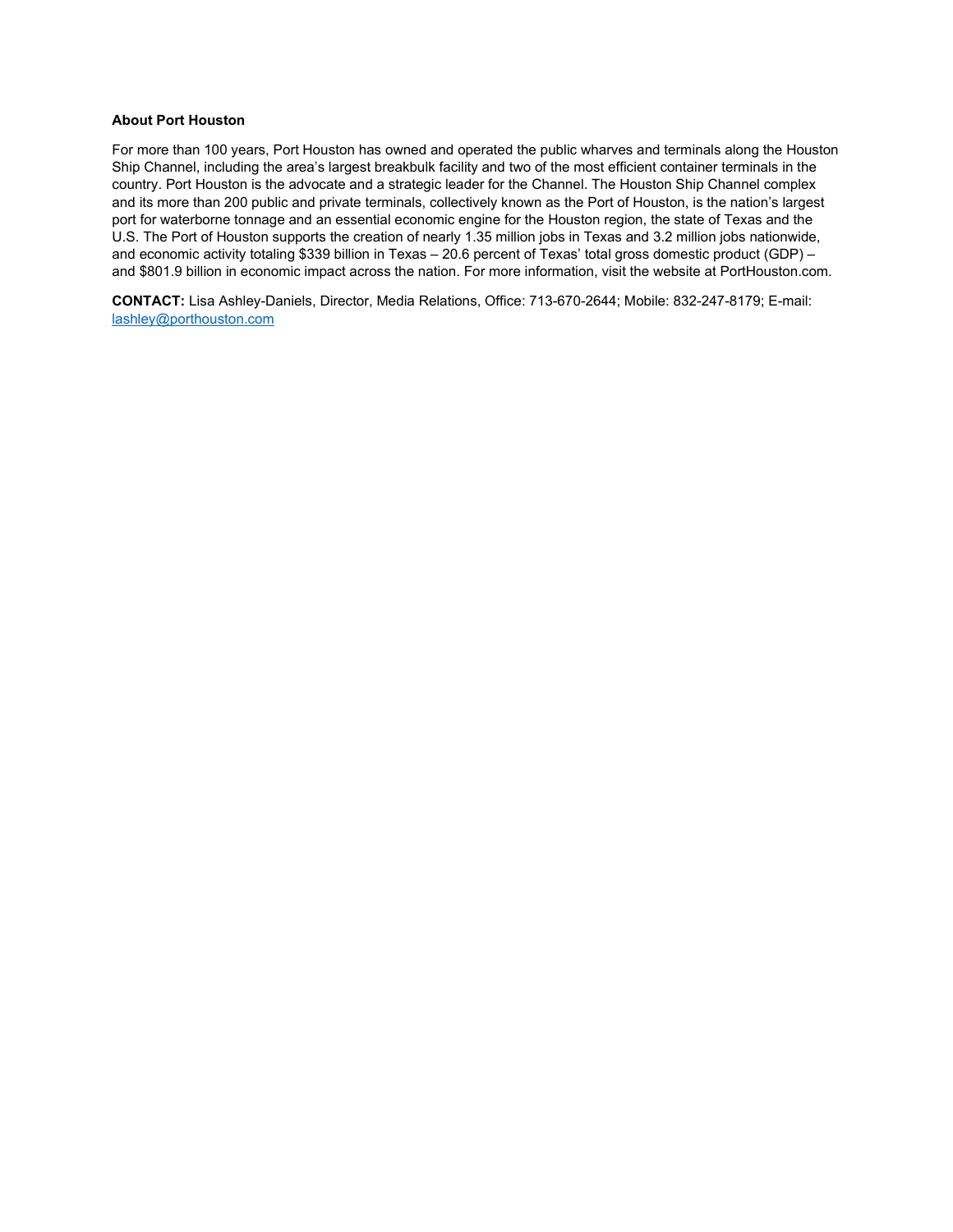**About Port Houston**

For more than 100 years, Port Houston has owned and operated the public wharves and terminals along the Houston Ship Channel, including the area's largest breakbulk facility and two of the most efficient container terminals in the country. Port Houston is the advocate and a strategic leader for the Channel. The Houston Ship Channel complex and its more than 200 public and private terminals, collectively known as the Port of Houston, is the nation's largest port for waterborne tonnage and an essential economic engine for the Houston region, the state of Texas and the U.S. The Port of Houston supports the creation of nearly 1.35 million jobs in Texas and 3.2 million jobs nationwide, and economic activity totaling $339 billion in Texas – 20.6 percent of Texas' total gross domestic product (GDP) – and $801.9 billion in economic impact across the nation. For more information, visit the website at PortHouston.com.

**CONTACT:** Lisa Ashley-Daniels, Director, Media Relations, Office: 713-670-2644; Mobile: 832-247-8179; E-mail: lashley@porthouston.com